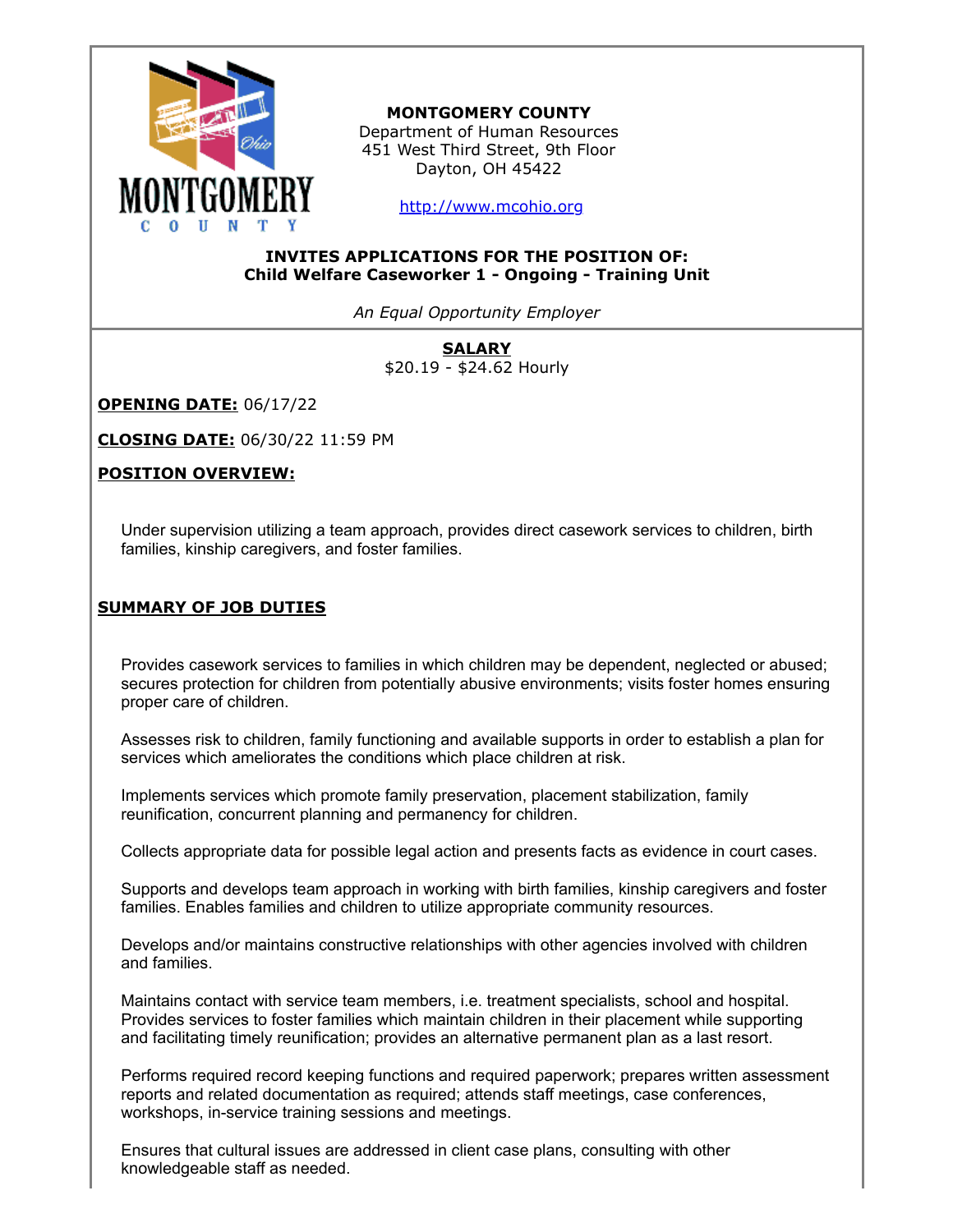**MONTGOMERY COUNTY**
Department of Human Resources
451 West Third Street, 9th Floor
Dayton, OH 45422

http://www.mcohio.org

**INVITES APPLICATIONS FOR THE POSITION OF:**
**Child Welfare Caseworker 1 - Ongoing - Training Unit**

*An Equal Opportunity Employer*

**SALARY**
$20.19 - $24.62 Hourly

**OPENING DATE:** 06/17/22

**CLOSING DATE:** 06/30/22 11:59 PM

## POSITION OVERVIEW:

Under supervision utilizing a team approach, provides direct casework services to children, birth families, kinship caregivers, and foster families.

## SUMMARY OF JOB DUTIES

Provides casework services to families in which children may be dependent, neglected or abused; secures protection for children from potentially abusive environments; visits foster homes ensuring proper care of children.

Assesses risk to children, family functioning and available supports in order to establish a plan for services which ameliorates the conditions which place children at risk.

Implements services which promote family preservation, placement stabilization, family reunification, concurrent planning and permanency for children.

Collects appropriate data for possible legal action and presents facts as evidence in court cases.

Supports and develops team approach in working with birth families, kinship caregivers and foster families. Enables families and children to utilize appropriate community resources.

Develops and/or maintains constructive relationships with other agencies involved with children and families.

Maintains contact with service team members, i.e. treatment specialists, school and hospital. Provides services to foster families which maintain children in their placement while supporting and facilitating timely reunification; provides an alternative permanent plan as a last resort.

Performs required record keeping functions and required paperwork; prepares written assessment reports and related documentation as required; attends staff meetings, case conferences, workshops, in-service training sessions and meetings.

Ensures that cultural issues are addressed in client case plans, consulting with other knowledgeable staff as needed.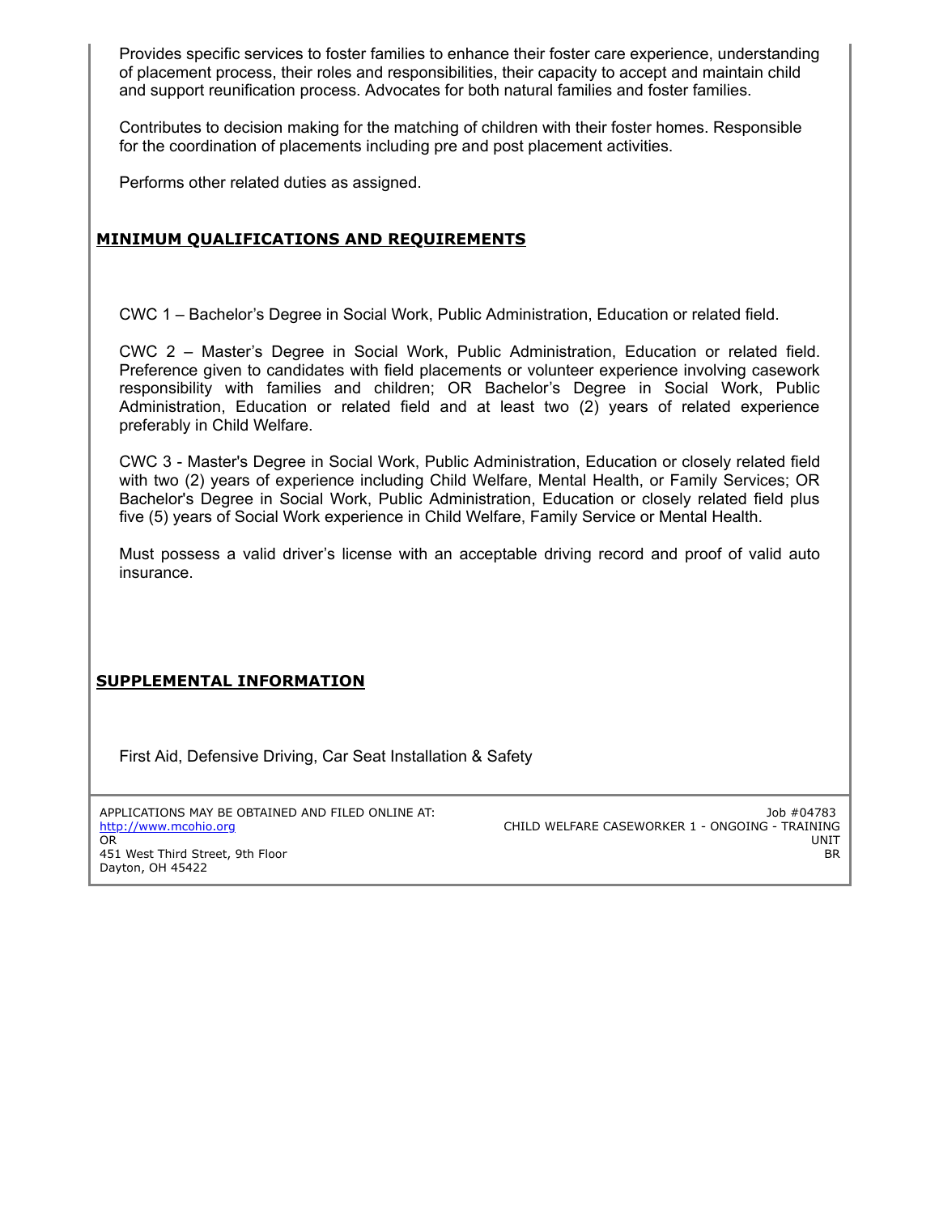Provides specific services to foster families to enhance their foster care experience, understanding of placement process, their roles and responsibilities, their capacity to accept and maintain child and support reunification process. Advocates for both natural families and foster families.

Contributes to decision making for the matching of children with their foster homes. Responsible for the coordination of placements including pre and post placement activities.

Performs other related duties as assigned.

## **MINIMUM QUALIFICATIONS AND REQUIREMENTS**

CWC 1 – Bachelor's Degree in Social Work, Public Administration, Education or related field.

CWC 2 – Master's Degree in Social Work, Public Administration, Education or related field. Preference given to candidates with field placements or volunteer experience involving casework responsibility with families and children; OR Bachelor's Degree in Social Work, Public Administration, Education or related field and at least two (2) years of related experience preferably in Child Welfare.

CWC 3 - Master's Degree in Social Work, Public Administration, Education or closely related field with two (2) years of experience including Child Welfare, Mental Health, or Family Services; OR Bachelor's Degree in Social Work, Public Administration, Education or closely related field plus five (5) years of Social Work experience in Child Welfare, Family Service or Mental Health.

Must possess a valid driver's license with an acceptable driving record and proof of valid auto insurance.

## **SUPPLEMENTAL INFORMATION**

First Aid, Defensive Driving, Car Seat Installation & Safety

APPLICATIONS MAY BE OBTAINED AND FILED ONLINE AT:
http://www.mcohio.org
OR
451 West Third Street, 9th Floor
Dayton, OH 45422

Job #04783
CHILD WELFARE CASEWORKER 1 - ONGOING - TRAINING UNIT
BR